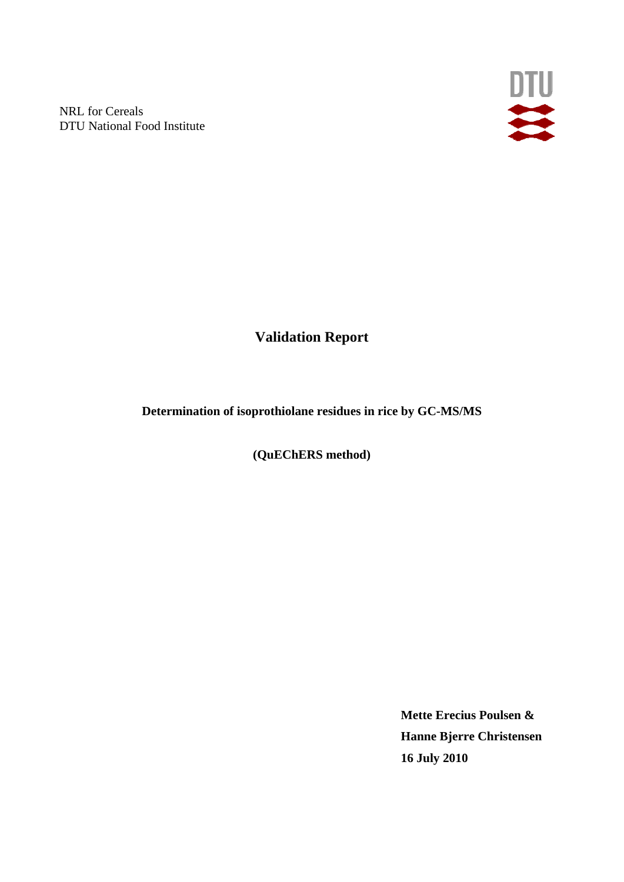NRL for Cereals
DTU National Food Institute

DTU

# Validation Report

**Determination of isoprothiolane residues in rice by GC-MS/MS**

**(QuEChERS method)**

**Mette Erecius Poulsen &**
**Hanne Bjerre Christensen**
**16 July 2010**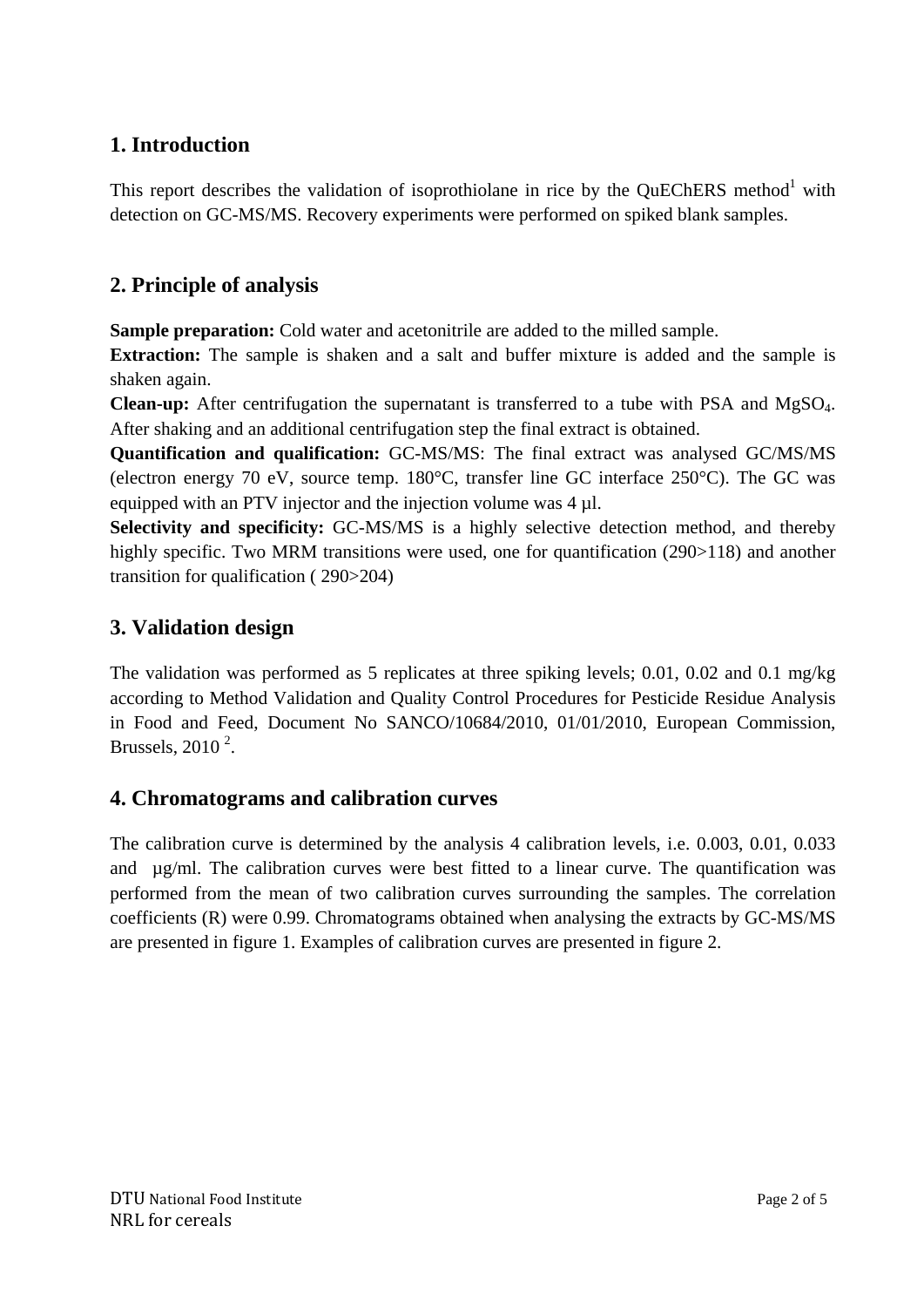## 1. Introduction

This report describes the validation of isoprothiolane in rice by the QuEChERS method[1] with detection on GC-MS/MS. Recovery experiments were performed on spiked blank samples.

## 2. Principle of analysis

**Sample preparation:** Cold water and acetonitrile are added to the milled sample.

**Extraction:** The sample is shaken and a salt and buffer mixture is added and the sample is shaken again.

**Clean-up:** After centrifugation the supernatant is transferred to a tube with PSA and $MgSO_4$. After shaking and an additional centrifugation step the final extract is obtained.

**Quantification and qualification:** GC-MS/MS: The final extract was analysed GC/MS/MS (electron energy 70 eV, source temp. 180°C, transfer line GC interface 250°C). The GC was equipped with an PTV injector and the injection volume was 4 µl.

**Selectivity and specificity:** GC-MS/MS is a highly selective detection method, and thereby highly specific. Two MRM transitions were used, one for quantification (290>118) and another transition for qualification ( 290>204)

## 3. Validation design

The validation was performed as 5 replicates at three spiking levels; 0.01, 0.02 and 0.1 mg/kg according to Method Validation and Quality Control Procedures for Pesticide Residue Analysis in Food and Feed, Document No SANCO/10684/2010, 01/01/2010, European Commission, Brussels, 2010 [2].

## 4. Chromatograms and calibration curves

The calibration curve is determined by the analysis 4 calibration levels, i.e. 0.003, 0.01, 0.033 and µg/ml. The calibration curves were best fitted to a linear curve. The quantification was performed from the mean of two calibration curves surrounding the samples. The correlation coefficients (R) were 0.99. Chromatograms obtained when analysing the extracts by GC-MS/MS are presented in figure 1. Examples of calibration curves are presented in figure 2.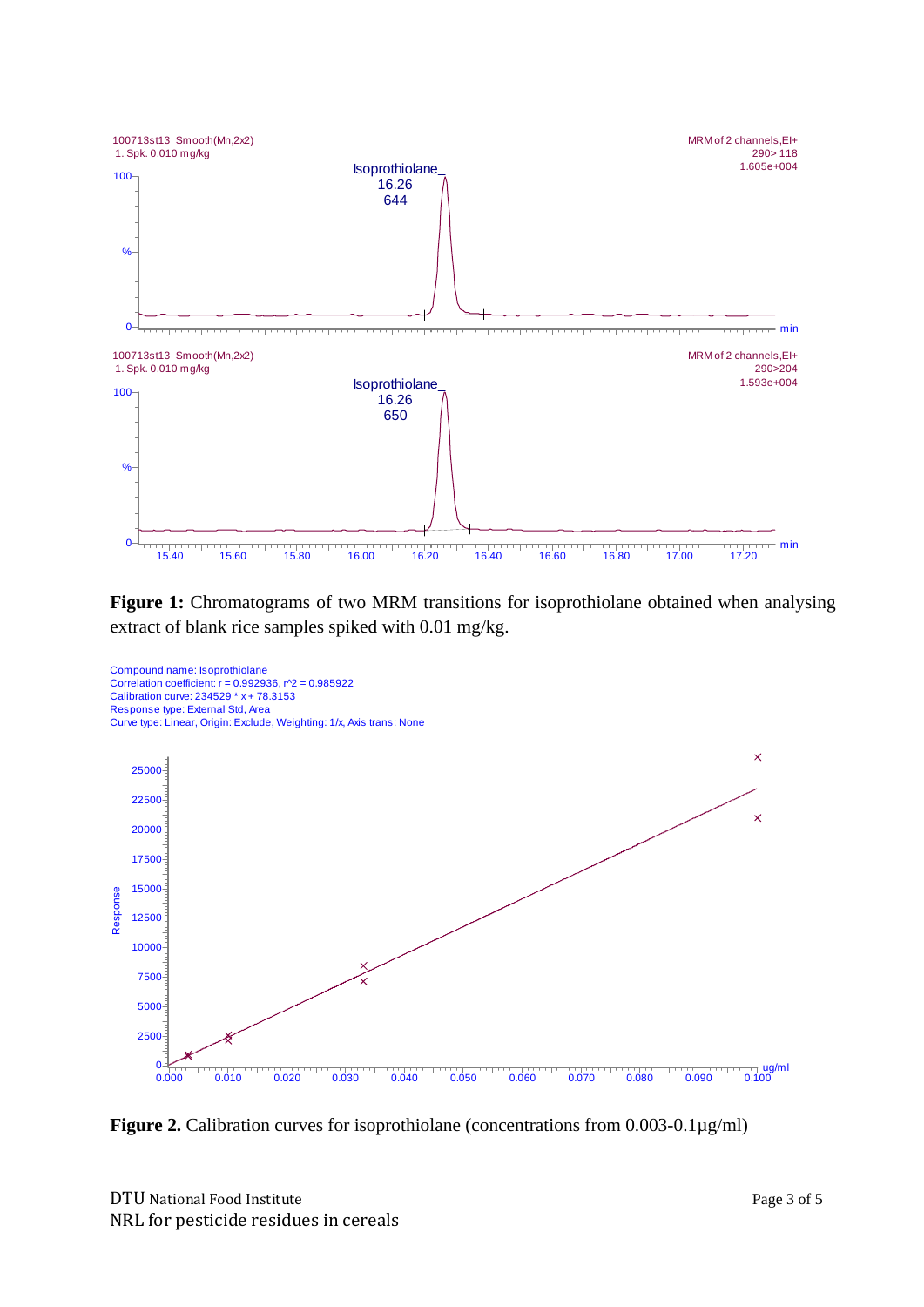**Figure 1:** Chromatograms of two MRM transitions for isoprothiolane obtained when analysing extract of blank rice samples spiked with 0.01 mg/kg.

Compound name: Isoprothiolane
Correlation coefficient: r = 0.992936, r^2 = 0.985922
Calibration curve: 234529 * x + 78.3153
Response type: External Std, Area
Curve type: Linear, Origin: Exclude, Weighting: 1/x, Axis trans: None

**Figure 2.** Calibration curves for isoprothiolane (concentrations from 0.003-0.1µg/ml)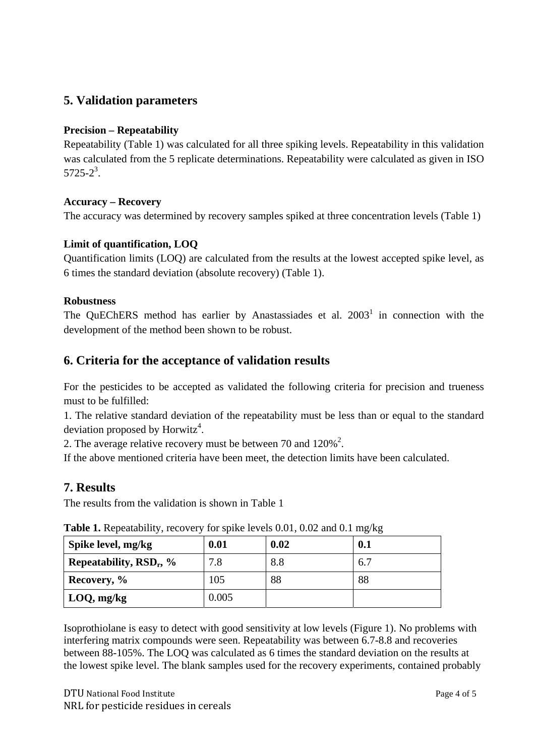## 5. Validation parameters

**Precision – Repeatability**

Repeatability (Table 1) was calculated for all three spiking levels. Repeatability in this validation was calculated from the 5 replicate determinations. Repeatability were calculated as given in ISO 5725-2[3].

**Accuracy – Recovery**

The accuracy was determined by recovery samples spiked at three concentration levels (Table 1)

**Limit of quantification, LOQ**

Quantification limits (LOQ) are calculated from the results at the lowest accepted spike level, as 6 times the standard deviation (absolute recovery) (Table 1).

**Robustness**

The QuEChERS method has earlier by Anastassiades et al. 2003[1] in connection with the development of the method been shown to be robust.

## 6. Criteria for the acceptance of validation results

For the pesticides to be accepted as validated the following criteria for precision and trueness must to be fulfilled:

1. The relative standard deviation of the repeatability must be less than or equal to the standard deviation proposed by Horwitz[4].
2. The average relative recovery must be between 70 and 120%[2].

If the above mentioned criteria have been meet, the detection limits have been calculated.

## 7. Results

The results from the validation is shown in Table 1

**Table 1.** Repeatability, recovery for spike levels 0.01, 0.02 and 0.1 mg/kg

| **Spike level, mg/kg** | **0.01** | **0.02** | **0.1** |
|---|---|---|---|
| **Repeatability, $RSD_r$, %** | 7.8 | 8.8 | 6.7 |
| **Recovery, %** | 105 | 88 | 88 |
| **LOQ, mg/kg** | 0.005 | | |

Isoprothiolane is easy to detect with good sensitivity at low levels (Figure 1). No problems with interfering matrix compounds were seen. Repeatability was between 6.7-8.8 and recoveries between 88-105%. The LOQ was calculated as 6 times the standard deviation on the results at the lowest spike level. The blank samples used for the recovery experiments, contained probably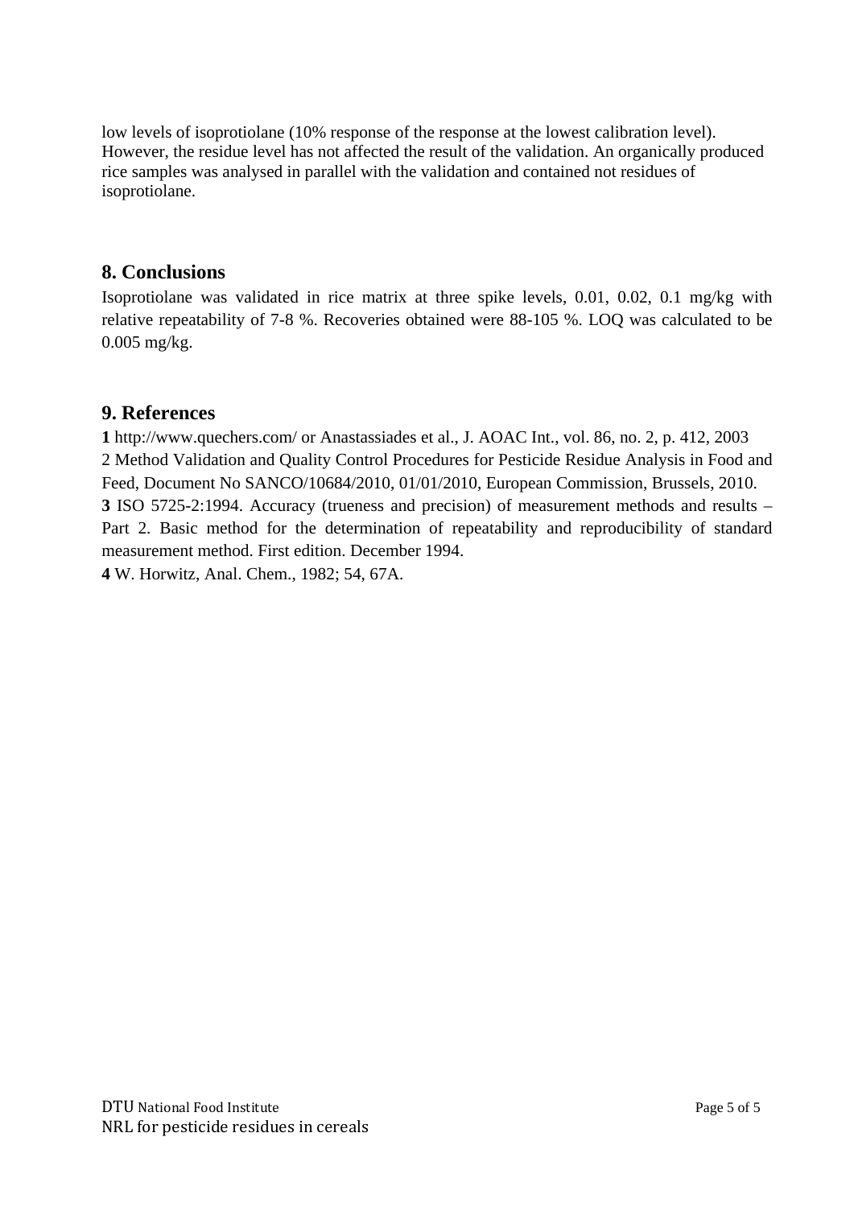low levels of isoprotiolane (10% response of the response at the lowest calibration level). However, the residue level has not affected the result of the validation. An organically produced rice samples was analysed in parallel with the validation and contained not residues of isoprotiolane.

## 8. Conclusions

Isoprotiolane was validated in rice matrix at three spike levels, 0.01, 0.02, 0.1 mg/kg with relative repeatability of 7-8 %. Recoveries obtained were 88-105 %. LOQ was calculated to be 0.005 mg/kg.

## 9. References

**1** http://www.quechers.com/ or Anastassiades et al., J. AOAC Int., vol. 86, no. 2, p. 412, 2003
2 Method Validation and Quality Control Procedures for Pesticide Residue Analysis in Food and Feed, Document No SANCO/10684/2010, 01/01/2010, European Commission, Brussels, 2010.
**3** ISO 5725-2:1994. Accuracy (trueness and precision) of measurement methods and results – Part 2. Basic method for the determination of repeatability and reproducibility of standard measurement method. First edition. December 1994.
**4** W. Horwitz, Anal. Chem., 1982; 54, 67A.